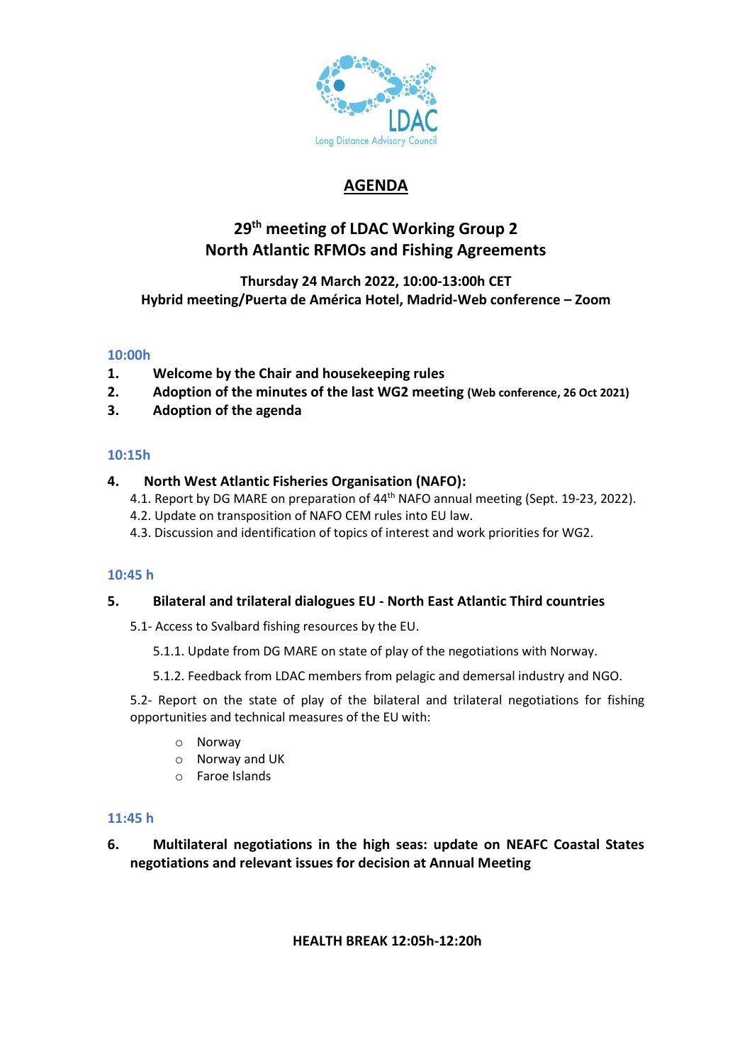Long Distance Advisory Council

# AGENDA

## 29th meeting of LDAC Working Group 2
## North Atlantic RFMOs and Fishing Agreements

**Thursday 24 March 2022, 10:00-13:00h CET**
**Hybrid meeting/Puerta de América Hotel, Madrid-Web conference – Zoom**

**10:00h**

1. **Welcome by the Chair and housekeeping rules**
2. **Adoption of the minutes of the last WG2 meeting (Web conference, 26 Oct 2021)**
3. **Adoption of the agenda**

**10:15h**

4. **North West Atlantic Fisheries Organisation (NAFO):**
   - 4.1. Report by DG MARE on preparation of 44th NAFO annual meeting (Sept. 19-23, 2022).
   - 4.2. Update on transposition of NAFO CEM rules into EU law.
   - 4.3. Discussion and identification of topics of interest and work priorities for WG2.

**10:45 h**

5. **Bilateral and trilateral dialogues EU - North East Atlantic Third countries**

   5.1- Access to Svalbard fishing resources by the EU.

   5.1.1. Update from DG MARE on state of play of the negotiations with Norway.

   5.1.2. Feedback from LDAC members from pelagic and demersal industry and NGO.

   5.2- Report on the state of play of the bilateral and trilateral negotiations for fishing opportunities and technical measures of the EU with:

   - Norway
   - Norway and UK
   - Faroe Islands

**11:45 h**

6. **Multilateral negotiations in the high seas: update on NEAFC Coastal States negotiations and relevant issues for decision at Annual Meeting**

**HEALTH BREAK 12:05h-12:20h**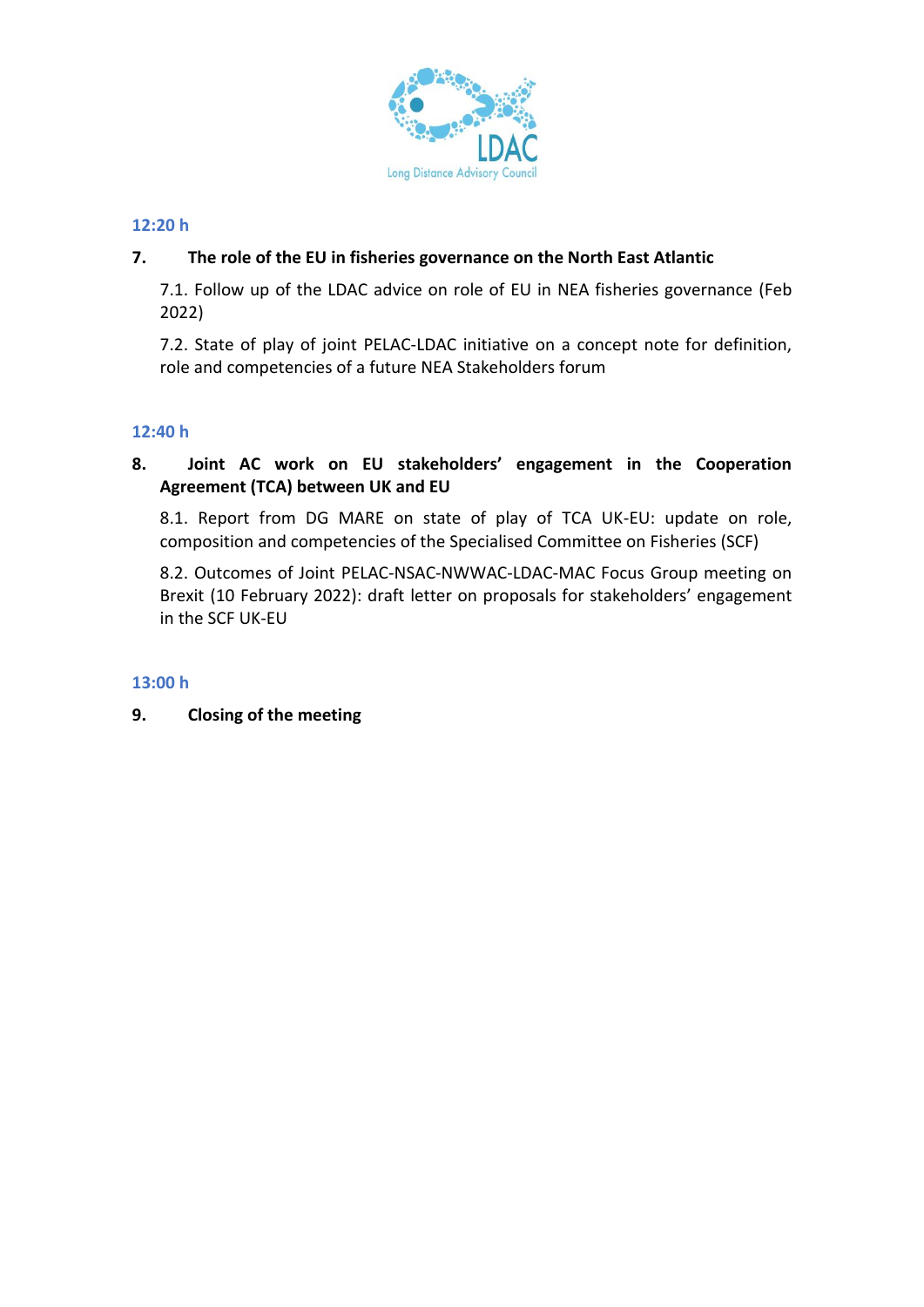**12:20 h**

**7. The role of the EU in fisheries governance on the North East Atlantic**

7.1. Follow up of the LDAC advice on role of EU in NEA fisheries governance (Feb 2022)

7.2. State of play of joint PELAC-LDAC initiative on a concept note for definition, role and competencies of a future NEA Stakeholders forum

**12:40 h**

**8. Joint AC work on EU stakeholders' engagement in the Cooperation Agreement (TCA) between UK and EU**

8.1. Report from DG MARE on state of play of TCA UK-EU: update on role, composition and competencies of the Specialised Committee on Fisheries (SCF)

8.2. Outcomes of Joint PELAC-NSAC-NWWAC-LDAC-MAC Focus Group meeting on Brexit (10 February 2022): draft letter on proposals for stakeholders' engagement in the SCF UK-EU

**13:00 h**

**9. Closing of the meeting**